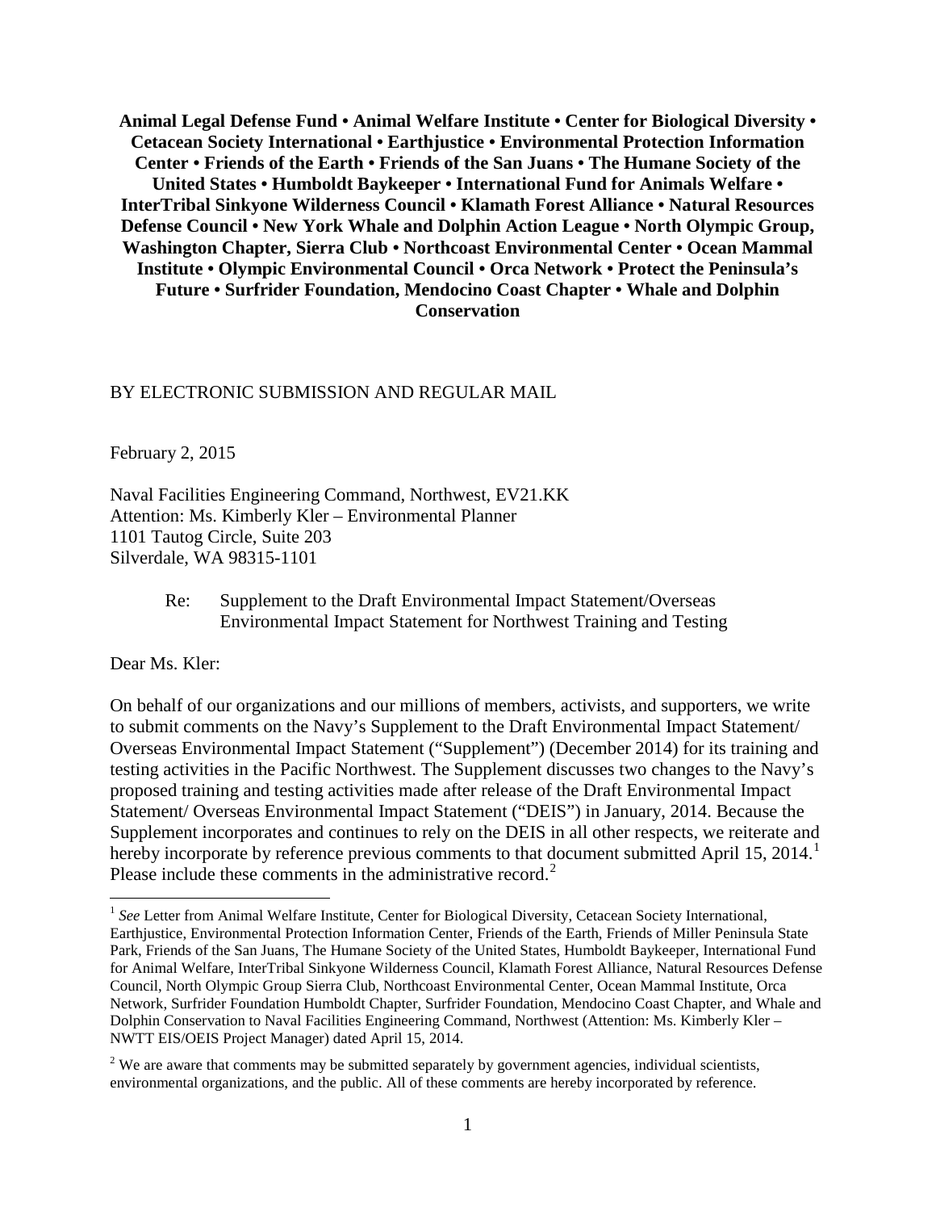**Animal Legal Defense Fund • Animal Welfare Institute • Center for Biological Diversity • Cetacean Society International • Earthjustice • Environmental Protection Information Center • Friends of the Earth • Friends of the San Juans • The Humane Society of the United States • Humboldt Baykeeper • International Fund for Animals Welfare • InterTribal Sinkyone Wilderness Council • Klamath Forest Alliance • Natural Resources Defense Council • New York Whale and Dolphin Action League • North Olympic Group, Washington Chapter, Sierra Club • Northcoast Environmental Center • Ocean Mammal Institute • Olympic Environmental Council • Orca Network • Protect the Peninsula's Future • Surfrider Foundation, Mendocino Coast Chapter • Whale and Dolphin Conservation**

BY ELECTRONIC SUBMISSION AND REGULAR MAIL

February 2, 2015

Naval Facilities Engineering Command, Northwest, EV21.KK
Attention: Ms. Kimberly Kler – Environmental Planner
1101 Tautog Circle, Suite 203
Silverdale, WA 98315-1101

Re: Supplement to the Draft Environmental Impact Statement/Overseas Environmental Impact Statement for Northwest Training and Testing

Dear Ms. Kler:

On behalf of our organizations and our millions of members, activists, and supporters, we write to submit comments on the Navy's Supplement to the Draft Environmental Impact Statement/ Overseas Environmental Impact Statement ("Supplement") (December 2014) for its training and testing activities in the Pacific Northwest. The Supplement discusses two changes to the Navy's proposed training and testing activities made after release of the Draft Environmental Impact Statement/ Overseas Environmental Impact Statement ("DEIS") in January, 2014. Because the Supplement incorporates and continues to rely on the DEIS in all other respects, we reiterate and hereby incorporate by reference previous comments to that document submitted April 15, 2014.[1] Please include these comments in the administrative record.[2]

[1] *See* Letter from Animal Welfare Institute, Center for Biological Diversity, Cetacean Society International, Earthjustice, Environmental Protection Information Center, Friends of the Earth, Friends of Miller Peninsula State Park, Friends of the San Juans, The Humane Society of the United States, Humboldt Baykeeper, International Fund for Animal Welfare, InterTribal Sinkyone Wilderness Council, Klamath Forest Alliance, Natural Resources Defense Council, North Olympic Group Sierra Club, Northcoast Environmental Center, Ocean Mammal Institute, Orca Network, Surfrider Foundation Humboldt Chapter, Surfrider Foundation, Mendocino Coast Chapter, and Whale and Dolphin Conservation to Naval Facilities Engineering Command, Northwest (Attention: Ms. Kimberly Kler – NWTT EIS/OEIS Project Manager) dated April 15, 2014.

[2] We are aware that comments may be submitted separately by government agencies, individual scientists, environmental organizations, and the public. All of these comments are hereby incorporated by reference.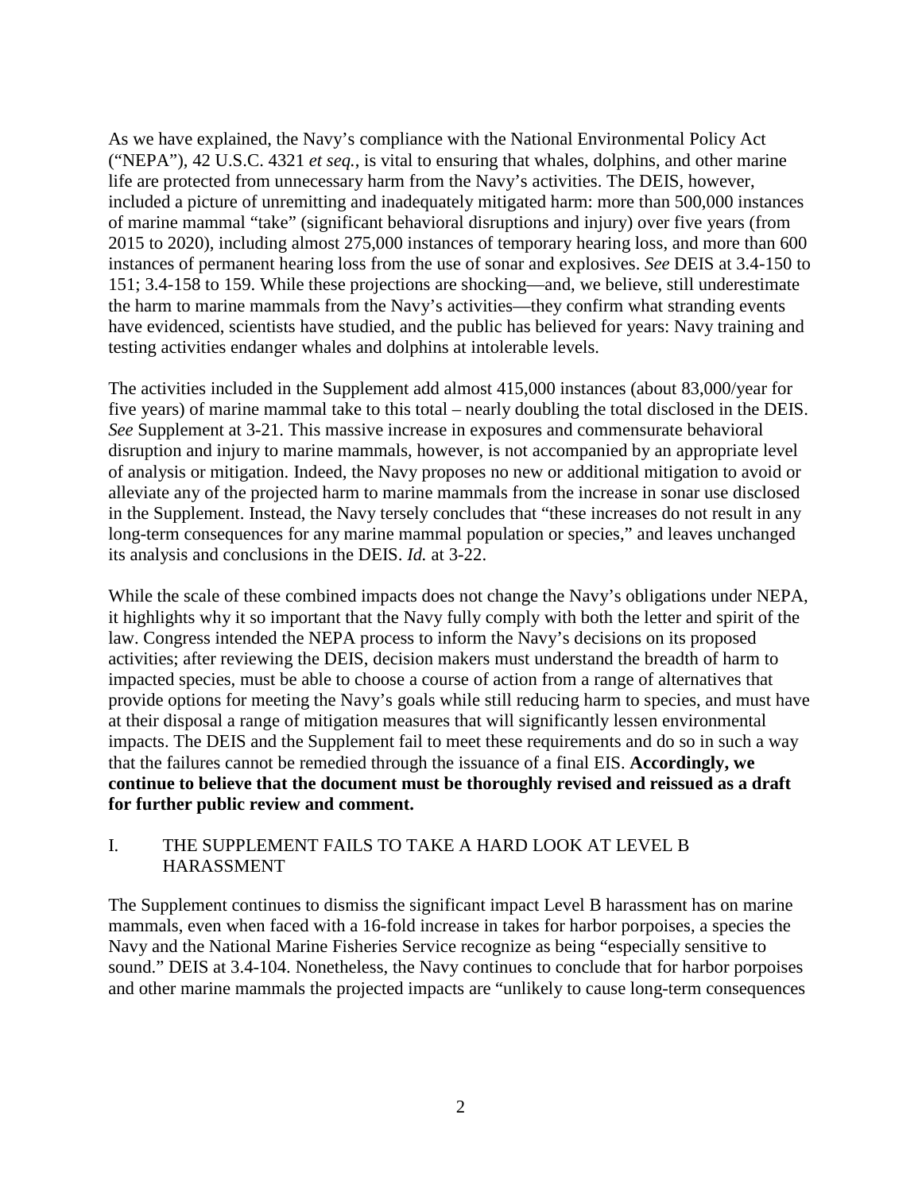As we have explained, the Navy's compliance with the National Environmental Policy Act ("NEPA"), 42 U.S.C. 4321 *et seq.*, is vital to ensuring that whales, dolphins, and other marine life are protected from unnecessary harm from the Navy's activities. The DEIS, however, included a picture of unremitting and inadequately mitigated harm: more than 500,000 instances of marine mammal "take" (significant behavioral disruptions and injury) over five years (from 2015 to 2020), including almost 275,000 instances of temporary hearing loss, and more than 600 instances of permanent hearing loss from the use of sonar and explosives. *See* DEIS at 3.4-150 to 151; 3.4-158 to 159. While these projections are shocking—and, we believe, still underestimate the harm to marine mammals from the Navy's activities—they confirm what stranding events have evidenced, scientists have studied, and the public has believed for years: Navy training and testing activities endanger whales and dolphins at intolerable levels.

The activities included in the Supplement add almost 415,000 instances (about 83,000/year for five years) of marine mammal take to this total – nearly doubling the total disclosed in the DEIS. *See* Supplement at 3-21. This massive increase in exposures and commensurate behavioral disruption and injury to marine mammals, however, is not accompanied by an appropriate level of analysis or mitigation. Indeed, the Navy proposes no new or additional mitigation to avoid or alleviate any of the projected harm to marine mammals from the increase in sonar use disclosed in the Supplement. Instead, the Navy tersely concludes that "these increases do not result in any long-term consequences for any marine mammal population or species," and leaves unchanged its analysis and conclusions in the DEIS. *Id.* at 3-22.

While the scale of these combined impacts does not change the Navy's obligations under NEPA, it highlights why it so important that the Navy fully comply with both the letter and spirit of the law. Congress intended the NEPA process to inform the Navy's decisions on its proposed activities; after reviewing the DEIS, decision makers must understand the breadth of harm to impacted species, must be able to choose a course of action from a range of alternatives that provide options for meeting the Navy's goals while still reducing harm to species, and must have at their disposal a range of mitigation measures that will significantly lessen environmental impacts. The DEIS and the Supplement fail to meet these requirements and do so in such a way that the failures cannot be remedied through the issuance of a final EIS. **Accordingly, we continue to believe that the document must be thoroughly revised and reissued as a draft for further public review and comment.**

## I. THE SUPPLEMENT FAILS TO TAKE A HARD LOOK AT LEVEL B HARASSMENT

The Supplement continues to dismiss the significant impact Level B harassment has on marine mammals, even when faced with a 16-fold increase in takes for harbor porpoises, a species the Navy and the National Marine Fisheries Service recognize as being "especially sensitive to sound." DEIS at 3.4-104. Nonetheless, the Navy continues to conclude that for harbor porpoises and other marine mammals the projected impacts are "unlikely to cause long-term consequences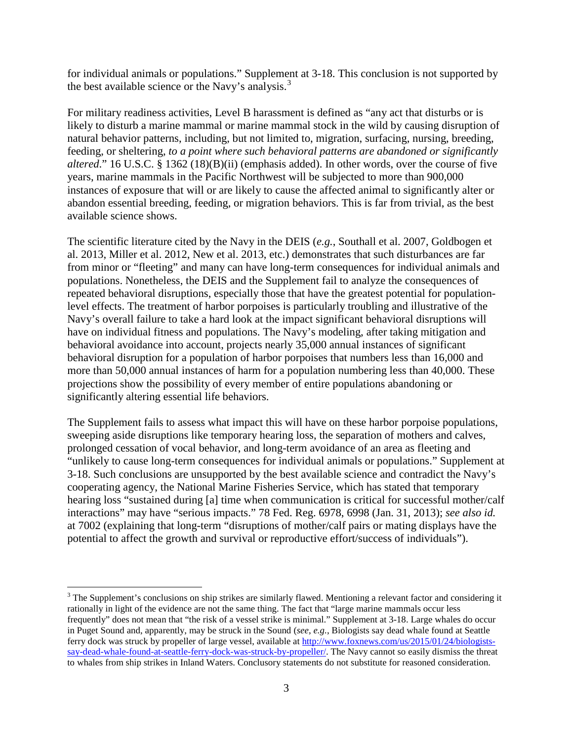for individual animals or populations." Supplement at 3-18. This conclusion is not supported by the best available science or the Navy's analysis.[3]

For military readiness activities, Level B harassment is defined as "any act that disturbs or is likely to disturb a marine mammal or marine mammal stock in the wild by causing disruption of natural behavior patterns, including, but not limited to, migration, surfacing, nursing, breeding, feeding, or sheltering, *to a point where such behavioral patterns are abandoned or significantly altered*." 16 U.S.C. § 1362 (18)(B)(ii) (emphasis added). In other words, over the course of five years, marine mammals in the Pacific Northwest will be subjected to more than 900,000 instances of exposure that will or are likely to cause the affected animal to significantly alter or abandon essential breeding, feeding, or migration behaviors. This is far from trivial, as the best available science shows.

The scientific literature cited by the Navy in the DEIS (*e.g.*, Southall et al. 2007, Goldbogen et al. 2013, Miller et al. 2012, New et al. 2013, etc.) demonstrates that such disturbances are far from minor or "fleeting" and many can have long-term consequences for individual animals and populations. Nonetheless, the DEIS and the Supplement fail to analyze the consequences of repeated behavioral disruptions, especially those that have the greatest potential for population-level effects. The treatment of harbor porpoises is particularly troubling and illustrative of the Navy's overall failure to take a hard look at the impact significant behavioral disruptions will have on individual fitness and populations. The Navy's modeling, after taking mitigation and behavioral avoidance into account, projects nearly 35,000 annual instances of significant behavioral disruption for a population of harbor porpoises that numbers less than 16,000 and more than 50,000 annual instances of harm for a population numbering less than 40,000. These projections show the possibility of every member of entire populations abandoning or significantly altering essential life behaviors.

The Supplement fails to assess what impact this will have on these harbor porpoise populations, sweeping aside disruptions like temporary hearing loss, the separation of mothers and calves, prolonged cessation of vocal behavior, and long-term avoidance of an area as fleeting and "unlikely to cause long-term consequences for individual animals or populations." Supplement at 3-18. Such conclusions are unsupported by the best available science and contradict the Navy's cooperating agency, the National Marine Fisheries Service, which has stated that temporary hearing loss "sustained during [a] time when communication is critical for successful mother/calf interactions" may have "serious impacts." 78 Fed. Reg. 6978, 6998 (Jan. 31, 2013); *see also id.* at 7002 (explaining that long-term "disruptions of mother/calf pairs or mating displays have the potential to affect the growth and survival or reproductive effort/success of individuals").

---

[3] The Supplement's conclusions on ship strikes are similarly flawed. Mentioning a relevant factor and considering it rationally in light of the evidence are not the same thing. The fact that "large marine mammals occur less frequently" does not mean that "the risk of a vessel strike is minimal." Supplement at 3-18. Large whales do occur in Puget Sound and, apparently, may be struck in the Sound (*see*, *e.g*., Biologists say dead whale found at Seattle ferry dock was struck by propeller of large vessel, available at http://www.foxnews.com/us/2015/01/24/biologists-say-dead-whale-found-at-seattle-ferry-dock-was-struck-by-propeller/. The Navy cannot so easily dismiss the threat to whales from ship strikes in Inland Waters. Conclusory statements do not substitute for reasoned consideration.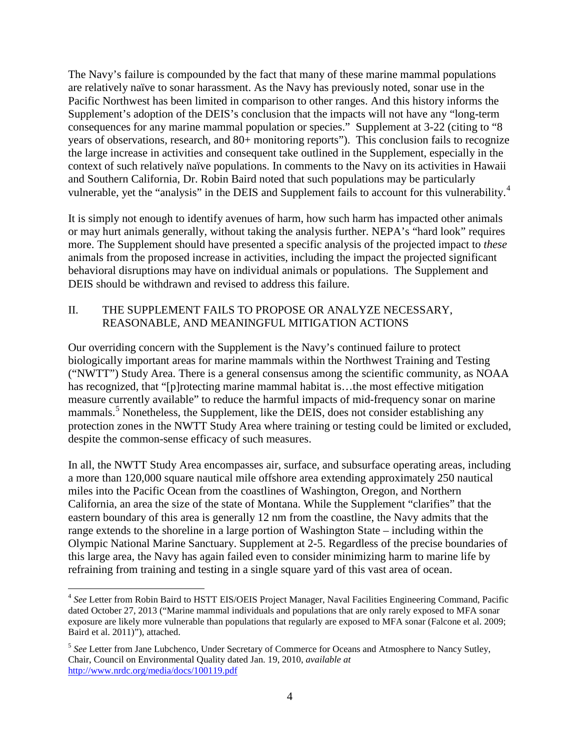The Navy's failure is compounded by the fact that many of these marine mammal populations are relatively naïve to sonar harassment. As the Navy has previously noted, sonar use in the Pacific Northwest has been limited in comparison to other ranges. And this history informs the Supplement's adoption of the DEIS's conclusion that the impacts will not have any "long-term consequences for any marine mammal population or species." Supplement at 3-22 (citing to "8 years of observations, research, and 80+ monitoring reports"). This conclusion fails to recognize the large increase in activities and consequent take outlined in the Supplement, especially in the context of such relatively naïve populations. In comments to the Navy on its activities in Hawaii and Southern California, Dr. Robin Baird noted that such populations may be particularly vulnerable, yet the "analysis" in the DEIS and Supplement fails to account for this vulnerability.[4]

It is simply not enough to identify avenues of harm, how such harm has impacted other animals or may hurt animals generally, without taking the analysis further. NEPA's "hard look" requires more. The Supplement should have presented a specific analysis of the projected impact to *these* animals from the proposed increase in activities, including the impact the projected significant behavioral disruptions may have on individual animals or populations. The Supplement and DEIS should be withdrawn and revised to address this failure.

## II. THE SUPPLEMENT FAILS TO PROPOSE OR ANALYZE NECESSARY, REASONABLE, AND MEANINGFUL MITIGATION ACTIONS

Our overriding concern with the Supplement is the Navy's continued failure to protect biologically important areas for marine mammals within the Northwest Training and Testing ("NWTT") Study Area. There is a general consensus among the scientific community, as NOAA has recognized, that "[p]rotecting marine mammal habitat is…the most effective mitigation measure currently available" to reduce the harmful impacts of mid-frequency sonar on marine mammals.[5] Nonetheless, the Supplement, like the DEIS, does not consider establishing any protection zones in the NWTT Study Area where training or testing could be limited or excluded, despite the common-sense efficacy of such measures.

In all, the NWTT Study Area encompasses air, surface, and subsurface operating areas, including a more than 120,000 square nautical mile offshore area extending approximately 250 nautical miles into the Pacific Ocean from the coastlines of Washington, Oregon, and Northern California, an area the size of the state of Montana. While the Supplement "clarifies" that the eastern boundary of this area is generally 12 nm from the coastline, the Navy admits that the range extends to the shoreline in a large portion of Washington State – including within the Olympic National Marine Sanctuary. Supplement at 2-5. Regardless of the precise boundaries of this large area, the Navy has again failed even to consider minimizing harm to marine life by refraining from training and testing in a single square yard of this vast area of ocean.

---

[4] *See* Letter from Robin Baird to HSTT EIS/OEIS Project Manager, Naval Facilities Engineering Command, Pacific dated October 27, 2013 ("Marine mammal individuals and populations that are only rarely exposed to MFA sonar exposure are likely more vulnerable than populations that regularly are exposed to MFA sonar (Falcone et al. 2009; Baird et al. 2011)"), attached.

[5] *See* Letter from Jane Lubchenco, Under Secretary of Commerce for Oceans and Atmosphere to Nancy Sutley, Chair, Council on Environmental Quality dated Jan. 19, 2010, *available at* http://www.nrdc.org/media/docs/100119.pdf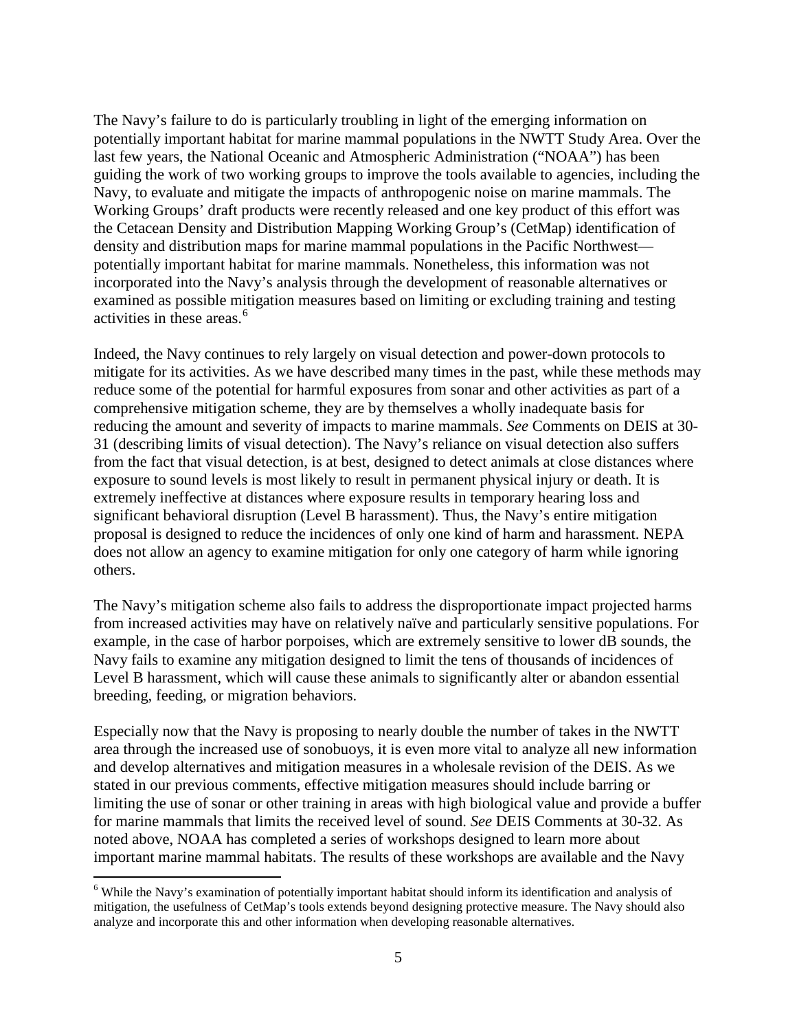The Navy's failure to do is particularly troubling in light of the emerging information on potentially important habitat for marine mammal populations in the NWTT Study Area. Over the last few years, the National Oceanic and Atmospheric Administration ("NOAA") has been guiding the work of two working groups to improve the tools available to agencies, including the Navy, to evaluate and mitigate the impacts of anthropogenic noise on marine mammals. The Working Groups' draft products were recently released and one key product of this effort was the Cetacean Density and Distribution Mapping Working Group's (CetMap) identification of density and distribution maps for marine mammal populations in the Pacific Northwest—potentially important habitat for marine mammals. Nonetheless, this information was not incorporated into the Navy's analysis through the development of reasonable alternatives or examined as possible mitigation measures based on limiting or excluding training and testing activities in these areas.[6]

Indeed, the Navy continues to rely largely on visual detection and power-down protocols to mitigate for its activities. As we have described many times in the past, while these methods may reduce some of the potential for harmful exposures from sonar and other activities as part of a comprehensive mitigation scheme, they are by themselves a wholly inadequate basis for reducing the amount and severity of impacts to marine mammals. *See* Comments on DEIS at 30-31 (describing limits of visual detection). The Navy's reliance on visual detection also suffers from the fact that visual detection, is at best, designed to detect animals at close distances where exposure to sound levels is most likely to result in permanent physical injury or death. It is extremely ineffective at distances where exposure results in temporary hearing loss and significant behavioral disruption (Level B harassment). Thus, the Navy's entire mitigation proposal is designed to reduce the incidences of only one kind of harm and harassment. NEPA does not allow an agency to examine mitigation for only one category of harm while ignoring others.

The Navy's mitigation scheme also fails to address the disproportionate impact projected harms from increased activities may have on relatively naïve and particularly sensitive populations. For example, in the case of harbor porpoises, which are extremely sensitive to lower dB sounds, the Navy fails to examine any mitigation designed to limit the tens of thousands of incidences of Level B harassment, which will cause these animals to significantly alter or abandon essential breeding, feeding, or migration behaviors.

Especially now that the Navy is proposing to nearly double the number of takes in the NWTT area through the increased use of sonobuoys, it is even more vital to analyze all new information and develop alternatives and mitigation measures in a wholesale revision of the DEIS. As we stated in our previous comments, effective mitigation measures should include barring or limiting the use of sonar or other training in areas with high biological value and provide a buffer for marine mammals that limits the received level of sound. *See* DEIS Comments at 30-32. As noted above, NOAA has completed a series of workshops designed to learn more about important marine mammal habitats. The results of these workshops are available and the Navy

---

[6] While the Navy's examination of potentially important habitat should inform its identification and analysis of mitigation, the usefulness of CetMap's tools extends beyond designing protective measure. The Navy should also analyze and incorporate this and other information when developing reasonable alternatives.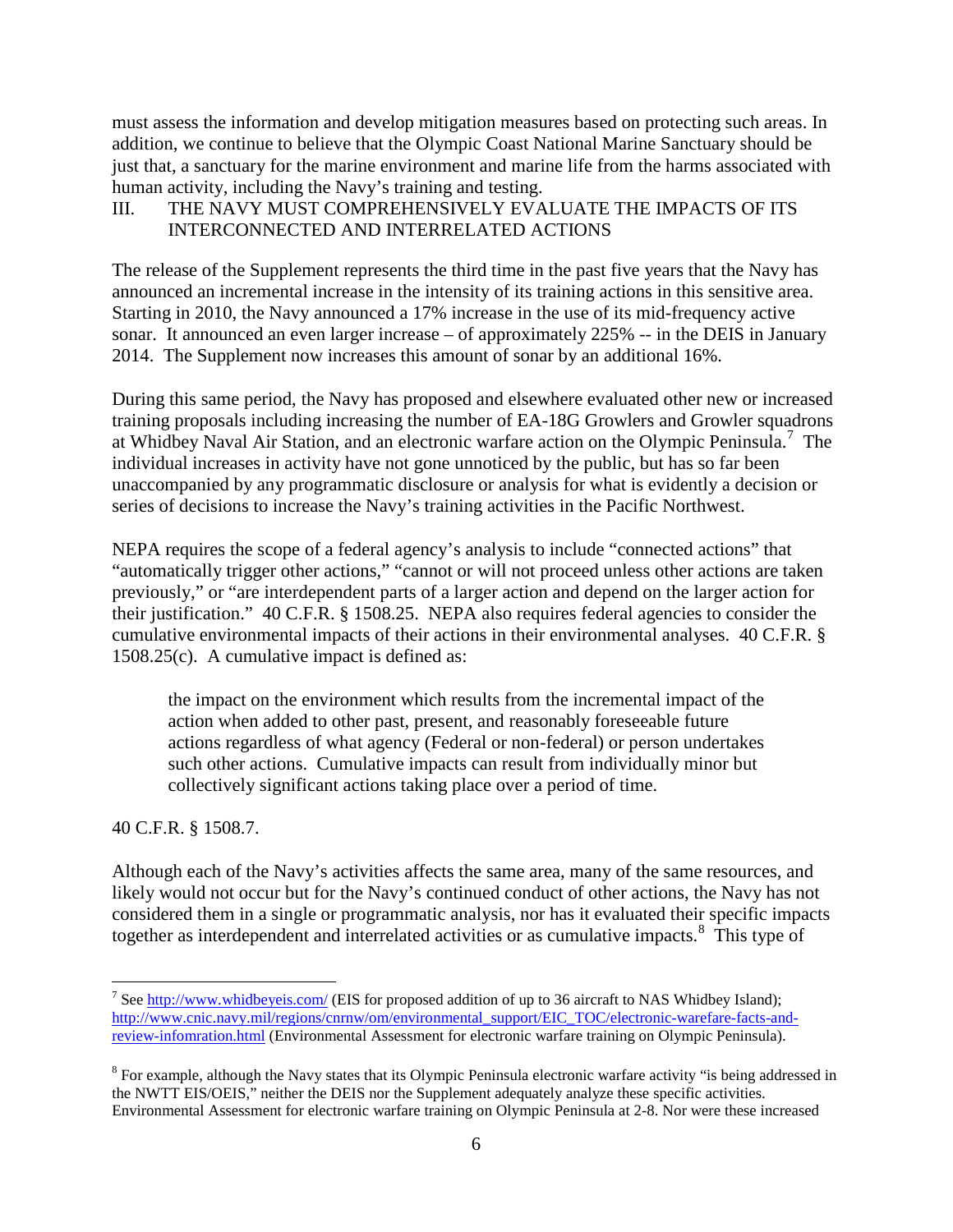must assess the information and develop mitigation measures based on protecting such areas. In addition, we continue to believe that the Olympic Coast National Marine Sanctuary should be just that, a sanctuary for the marine environment and marine life from the harms associated with human activity, including the Navy's training and testing.

## III. THE NAVY MUST COMPREHENSIVELY EVALUATE THE IMPACTS OF ITS INTERCONNECTED AND INTERRELATED ACTIONS

The release of the Supplement represents the third time in the past five years that the Navy has announced an incremental increase in the intensity of its training actions in this sensitive area. Starting in 2010, the Navy announced a 17% increase in the use of its mid-frequency active sonar. It announced an even larger increase – of approximately 225% -- in the DEIS in January 2014. The Supplement now increases this amount of sonar by an additional 16%.

During this same period, the Navy has proposed and elsewhere evaluated other new or increased training proposals including increasing the number of EA-18G Growlers and Growler squadrons at Whidbey Naval Air Station, and an electronic warfare action on the Olympic Peninsula.[7] The individual increases in activity have not gone unnoticed by the public, but has so far been unaccompanied by any programmatic disclosure or analysis for what is evidently a decision or series of decisions to increase the Navy's training activities in the Pacific Northwest.

NEPA requires the scope of a federal agency's analysis to include "connected actions" that "automatically trigger other actions," "cannot or will not proceed unless other actions are taken previously," or "are interdependent parts of a larger action and depend on the larger action for their justification." 40 C.F.R. § 1508.25. NEPA also requires federal agencies to consider the cumulative environmental impacts of their actions in their environmental analyses. 40 C.F.R. § 1508.25(c). A cumulative impact is defined as:

> the impact on the environment which results from the incremental impact of the action when added to other past, present, and reasonably foreseeable future actions regardless of what agency (Federal or non-federal) or person undertakes such other actions. Cumulative impacts can result from individually minor but collectively significant actions taking place over a period of time.

40 C.F.R. § 1508.7.

Although each of the Navy's activities affects the same area, many of the same resources, and likely would not occur but for the Navy's continued conduct of other actions, the Navy has not considered them in a single or programmatic analysis, nor has it evaluated their specific impacts together as interdependent and interrelated activities or as cumulative impacts.[8] This type of

---

[7] See http://www.whidbeyeis.com/ (EIS for proposed addition of up to 36 aircraft to NAS Whidbey Island); http://www.cnic.navy.mil/regions/cnrnw/om/environmental_support/EIC_TOC/electronic-warefare-facts-and-review-infomration.html (Environmental Assessment for electronic warfare training on Olympic Peninsula).

[8] For example, although the Navy states that its Olympic Peninsula electronic warfare activity "is being addressed in the NWTT EIS/OEIS," neither the DEIS nor the Supplement adequately analyze these specific activities. Environmental Assessment for electronic warfare training on Olympic Peninsula at 2-8. Nor were these increased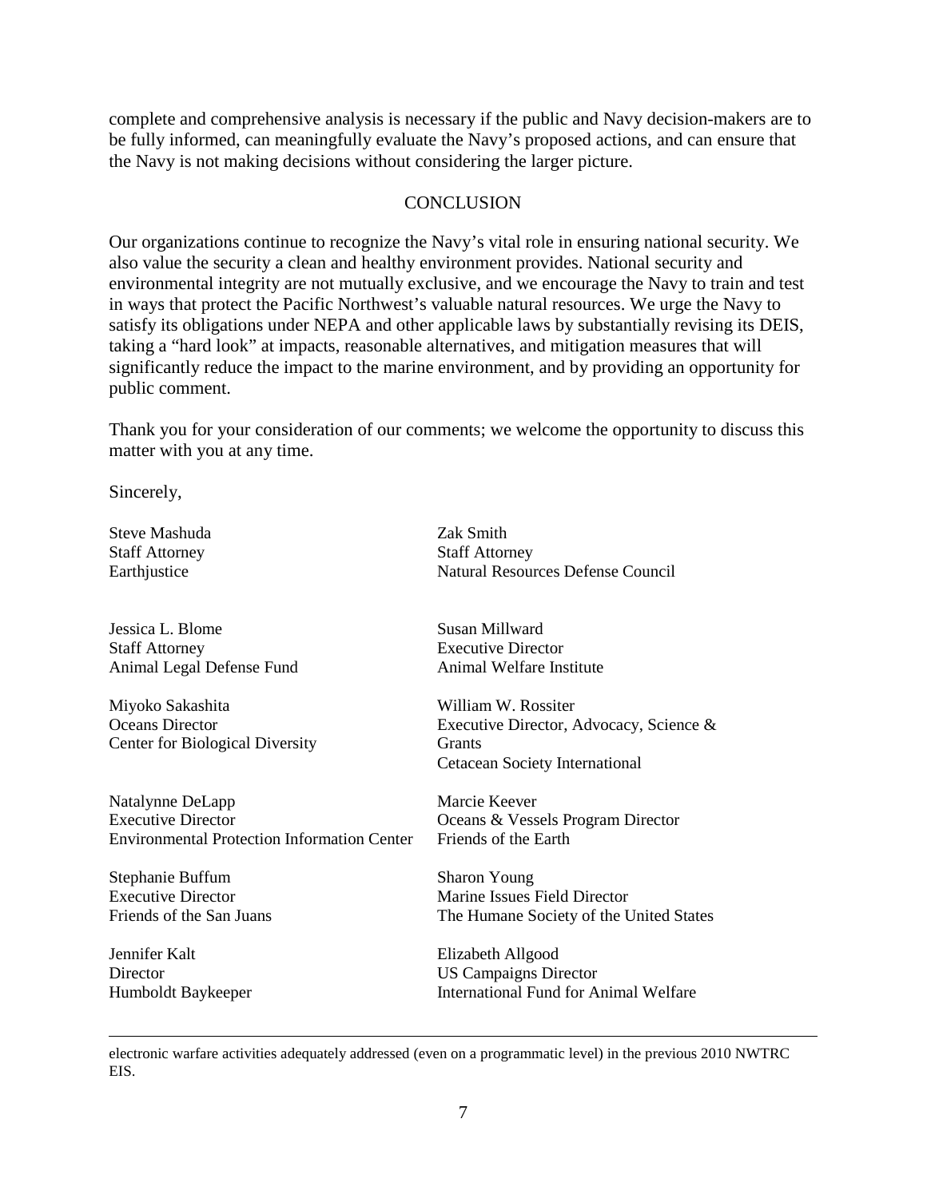complete and comprehensive analysis is necessary if the public and Navy decision-makers are to be fully informed, can meaningfully evaluate the Navy's proposed actions, and can ensure that the Navy is not making decisions without considering the larger picture.

## CONCLUSION

Our organizations continue to recognize the Navy's vital role in ensuring national security. We also value the security a clean and healthy environment provides. National security and environmental integrity are not mutually exclusive, and we encourage the Navy to train and test in ways that protect the Pacific Northwest's valuable natural resources. We urge the Navy to satisfy its obligations under NEPA and other applicable laws by substantially revising its DEIS, taking a "hard look" at impacts, reasonable alternatives, and mitigation measures that will significantly reduce the impact to the marine environment, and by providing an opportunity for public comment.

Thank you for your consideration of our comments; we welcome the opportunity to discuss this matter with you at any time.

Sincerely,

Steve Mashuda
Staff Attorney
Earthjustice

Zak Smith
Staff Attorney
Natural Resources Defense Council

Jessica L. Blome
Staff Attorney
Animal Legal Defense Fund

Susan Millward
Executive Director
Animal Welfare Institute

Miyoko Sakashita
Oceans Director
Center for Biological Diversity

William W. Rossiter
Executive Director, Advocacy, Science & Grants
Cetacean Society International

Natalynne DeLapp
Executive Director
Environmental Protection Information Center

Marcie Keever
Oceans & Vessels Program Director
Friends of the Earth

Stephanie Buffum
Executive Director
Friends of the San Juans

Sharon Young
Marine Issues Field Director
The Humane Society of the United States

Jennifer Kalt
Director
Humboldt Baykeeper

Elizabeth Allgood
US Campaigns Director
International Fund for Animal Welfare

---

electronic warfare activities adequately addressed (even on a programmatic level) in the previous 2010 NWTRC EIS.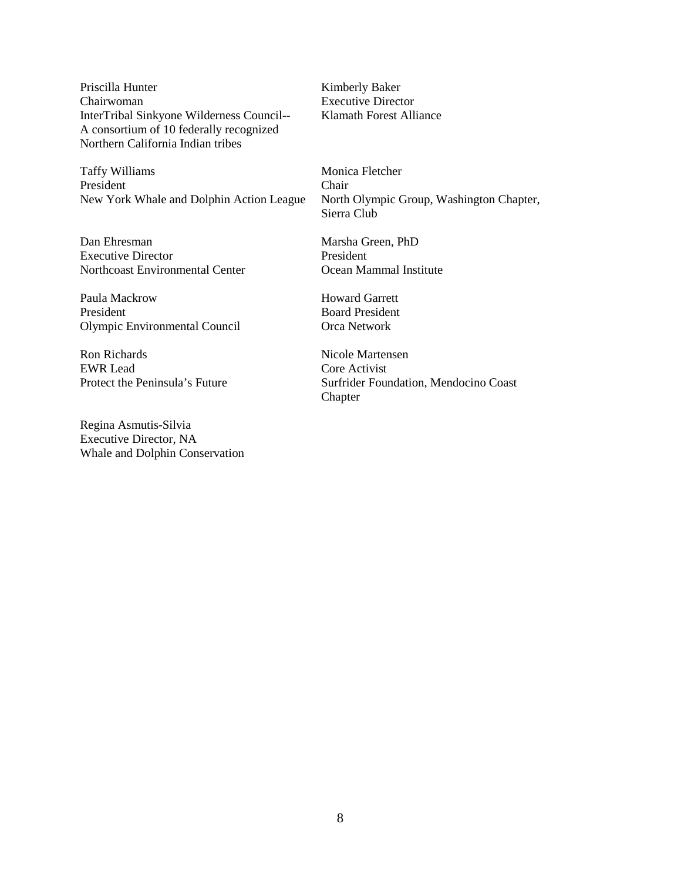Priscilla Hunter
Chairwoman
InterTribal Sinkyone Wilderness Council--
A consortium of 10 federally recognized
Northern California Indian tribes

Kimberly Baker
Executive Director
Klamath Forest Alliance

Taffy Williams
President
New York Whale and Dolphin Action League

Monica Fletcher
Chair
North Olympic Group, Washington Chapter,
Sierra Club

Dan Ehresman
Executive Director
Northcoast Environmental Center

Marsha Green, PhD
President
Ocean Mammal Institute

Paula Mackrow
President
Olympic Environmental Council

Howard Garrett
Board President
Orca Network

Ron Richards
EWR Lead
Protect the Peninsula's Future

Nicole Martensen
Core Activist
Surfrider Foundation, Mendocino Coast
Chapter

Regina Asmutis-Silvia
Executive Director, NA
Whale and Dolphin Conservation